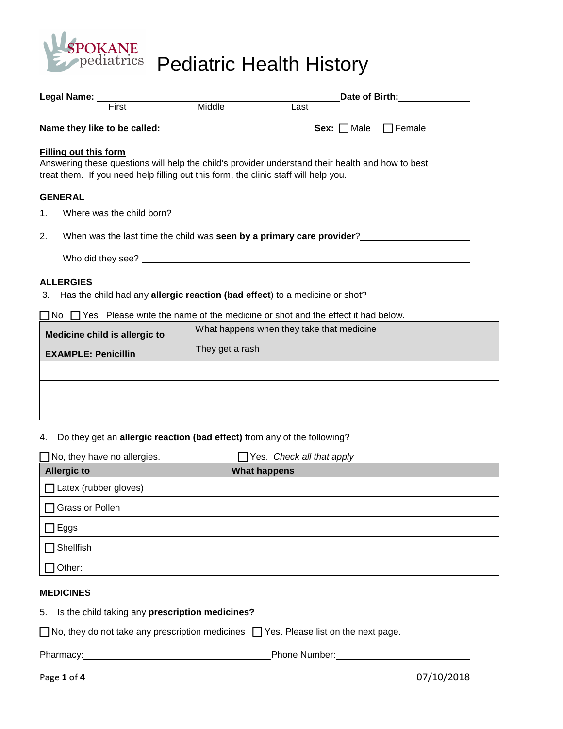SPOKANE pediatrics

# Pediatric Health History

**Legal Name:** ______________________________________________ **Date of Birth:** ____________
First Middle Last

**Name they like to be called:** ______________________________ **Sex:** ☐ Male ☐ Female

**Filling out this form**

Answering these questions will help the child's provider understand their health and how to best treat them. If you need help filling out this form, the clinic staff will help you.

### GENERAL

1. Where was the child born? ____________________________________________

2. When was the last time the child was **seen by a primary care provider**? ____________________

   Who did they see? ____________________________________________

### ALLERGIES

3. Has the child had any **allergic reaction (bad effect**) to a medicine or shot?

☐ No ☐ Yes Please write the name of the medicine or shot and the effect it had below.

| **Medicine child is allergic to** | What happens when they take that medicine |
|---|---|
| **EXAMPLE: Penicillin** | They get a rash |
| | |
| | |
| | |

4. Do they get an **allergic reaction (bad effect)** from any of the following?

☐ No, they have no allergies. ☐ Yes. *Check all that apply*

| **Allergic to** | **What happens** |
|---|---|
| ☐ Latex (rubber gloves) | |
| ☐ Grass or Pollen | |
| ☐ Eggs | |
| ☐ Shellfish | |
| ☐ Other: | |

### MEDICINES

5. Is the child taking any **prescription medicines?**

☐ No, they do not take any prescription medicines ☐ Yes. Please list on the next page.

Pharmacy: ______________________________ Phone Number: ______________________

07/10/2018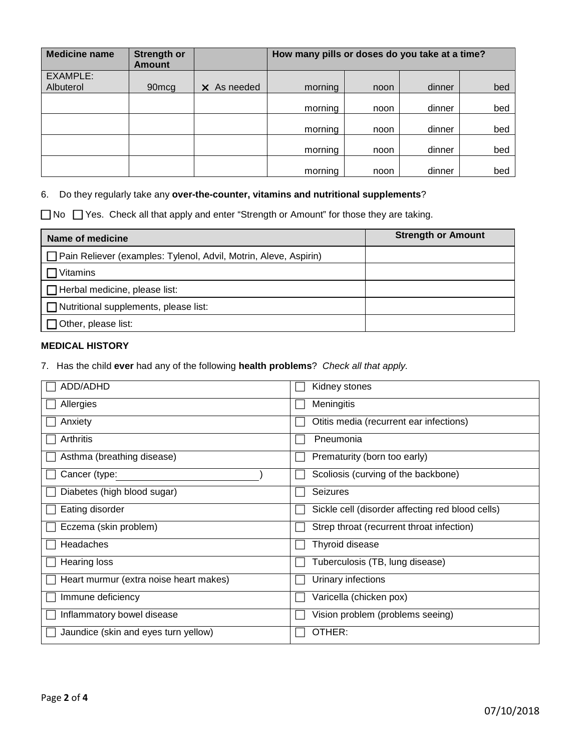| Medicine name | Strength or Amount | | How many pills or doses do you take at a time? | | | |
|---|---|---|---|---|---|---|
| EXAMPLE: Albuterol | 90mcg | X As needed | morning | noon | dinner | bed |
| | | | morning | noon | dinner | bed |
| | | | morning | noon | dinner | bed |
| | | | morning | noon | dinner | bed |
| | | | morning | noon | dinner | bed |

6. Do they regularly take any **over-the-counter, vitamins and nutritional supplements**?

☐ No ☐ Yes. Check all that apply and enter "Strength or Amount" for those they are taking.

| Name of medicine | Strength or Amount |
|---|---|
| ☐ Pain Reliever (examples: Tylenol, Advil, Motrin, Aleve, Aspirin) | |
| ☐ Vitamins | |
| ☐ Herbal medicine, please list: | |
| ☐ Nutritional supplements, please list: | |
| ☐ Other, please list: | |

**MEDICAL HISTORY**

7. Has the child **ever** had any of the following **health problems**? *Check all that apply.*

| | |
|---|---|
| ☐ ADD/ADHD | ☐ Kidney stones |
| ☐ Allergies | ☐ Meningitis |
| ☐ Anxiety | ☐ Otitis media (recurrent ear infections) |
| ☐ Arthritis | ☐ Pneumonia |
| ☐ Asthma (breathing disease) | ☐ Prematurity (born too early) |
| ☐ Cancer (type: ) | ☐ Scoliosis (curving of the backbone) |
| ☐ Diabetes (high blood sugar) | ☐ Seizures |
| ☐ Eating disorder | ☐ Sickle cell (disorder affecting red blood cells) |
| ☐ Eczema (skin problem) | ☐ Strep throat (recurrent throat infection) |
| ☐ Headaches | ☐ Thyroid disease |
| ☐ Hearing loss | ☐ Tuberculosis (TB, lung disease) |
| ☐ Heart murmur (extra noise heart makes) | ☐ Urinary infections |
| ☐ Immune deficiency | ☐ Varicella (chicken pox) |
| ☐ Inflammatory bowel disease | ☐ Vision problem (problems seeing) |
| ☐ Jaundice (skin and eyes turn yellow) | ☐ OTHER: |

07/10/2018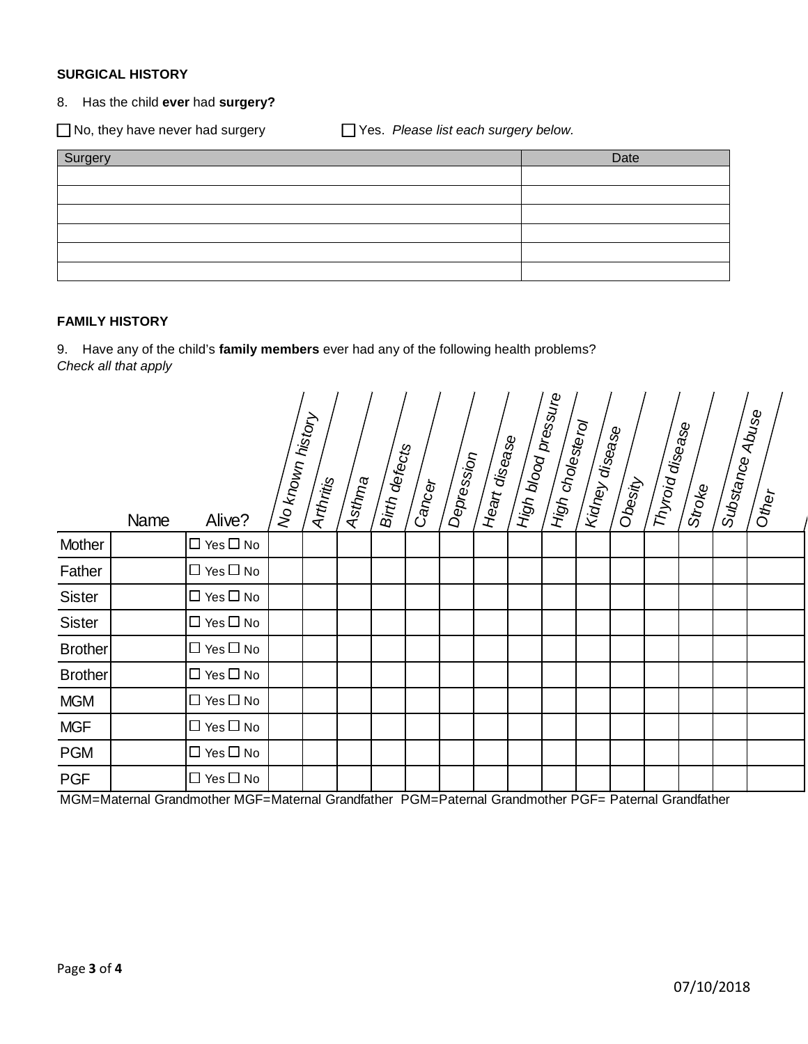**SURGICAL HISTORY**

8. Has the child **ever** had **surgery?**

☐ No, they have never had surgery ☐ Yes. *Please list each surgery below.*

| Surgery | Date |
|---|---|
| | |
| | |
| | |
| | |
| | |
| | |

**FAMILY HISTORY**

9. Have any of the child's **family members** ever had any of the following health problems?
*Check all that apply*

| | Name | Alive? | *No known history* | *Arthritis* | *Asthma* | *Birth defects* | *Cancer* | *Depression* | *Heart disease* | *High blood pressure* | *High cholesterol* | *Kidney disease* | *Obesity* | *Thyroid disease* | *Stroke* | *Substance Abuse* | *Other* |
|---|---|---|---|---|---|---|---|---|---|---|---|---|---|---|---|---|---|
| Mother | | ☐ Yes ☐ No | | | | | | | | | | | | | | | |
| Father | | ☐ Yes ☐ No | | | | | | | | | | | | | | | |
| Sister | | ☐ Yes ☐ No | | | | | | | | | | | | | | | |
| Sister | | ☐ Yes ☐ No | | | | | | | | | | | | | | | |
| Brother | | ☐ Yes ☐ No | | | | | | | | | | | | | | | |
| Brother | | ☐ Yes ☐ No | | | | | | | | | | | | | | | |
| MGM | | ☐ Yes ☐ No | | | | | | | | | | | | | | | |
| MGF | | ☐ Yes ☐ No | | | | | | | | | | | | | | | |
| PGM | | ☐ Yes ☐ No | | | | | | | | | | | | | | | |
| PGF | | ☐ Yes ☐ No | | | | | | | | | | | | | | | |

MGM=Maternal Grandmother MGF=Maternal Grandfather PGM=Paternal Grandmother PGF= Paternal Grandfather

07/10/2018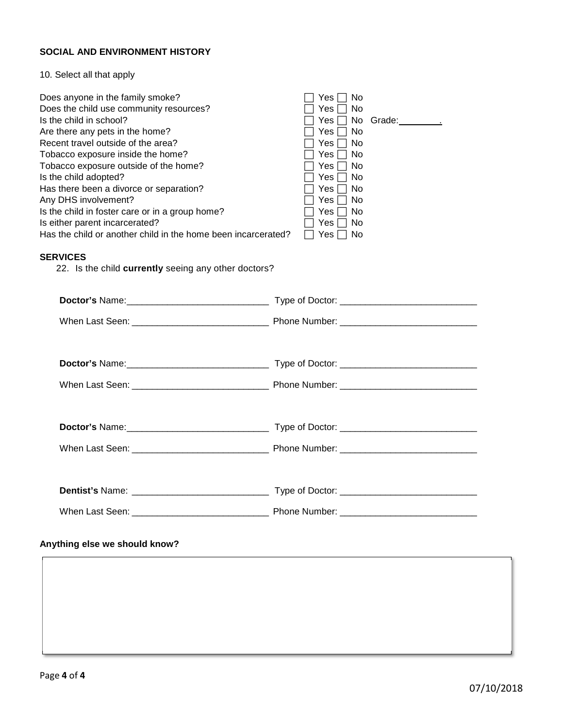**SOCIAL AND ENVIRONMENT HISTORY**

10. Select all that apply

| | |
|---|---|
| Does anyone in the family smoke? | ☐ Yes ☐ No |
| Does the child use community resources? | ☐ Yes ☐ No |
| Is the child in school? | ☐ Yes ☐ No Grade:________. |
| Are there any pets in the home? | ☐ Yes ☐ No |
| Recent travel outside of the area? | ☐ Yes ☐ No |
| Tobacco exposure inside the home? | ☐ Yes ☐ No |
| Tobacco exposure outside of the home? | ☐ Yes ☐ No |
| Is the child adopted? | ☐ Yes ☐ No |
| Has there been a divorce or separation? | ☐ Yes ☐ No |
| Any DHS involvement? | ☐ Yes ☐ No |
| Is the child in foster care or in a group home? | ☐ Yes ☐ No |
| Is either parent incarcerated? | ☐ Yes ☐ No |
| Has the child or another child in the home been incarcerated? | ☐ Yes ☐ No |

**SERVICES**

22. Is the child **currently** seeing any other doctors?

**Doctor's** Name:___________________________ Type of Doctor: __________________________

When Last Seen: __________________________ Phone Number: __________________________

**Doctor's** Name:___________________________ Type of Doctor: __________________________

When Last Seen: __________________________ Phone Number: __________________________

**Doctor's** Name:___________________________ Type of Doctor: __________________________

When Last Seen: __________________________ Phone Number: __________________________

**Dentist's** Name: __________________________ Type of Doctor: __________________________

When Last Seen: __________________________ Phone Number: __________________________

**Anything else we should know?**

07/10/2018